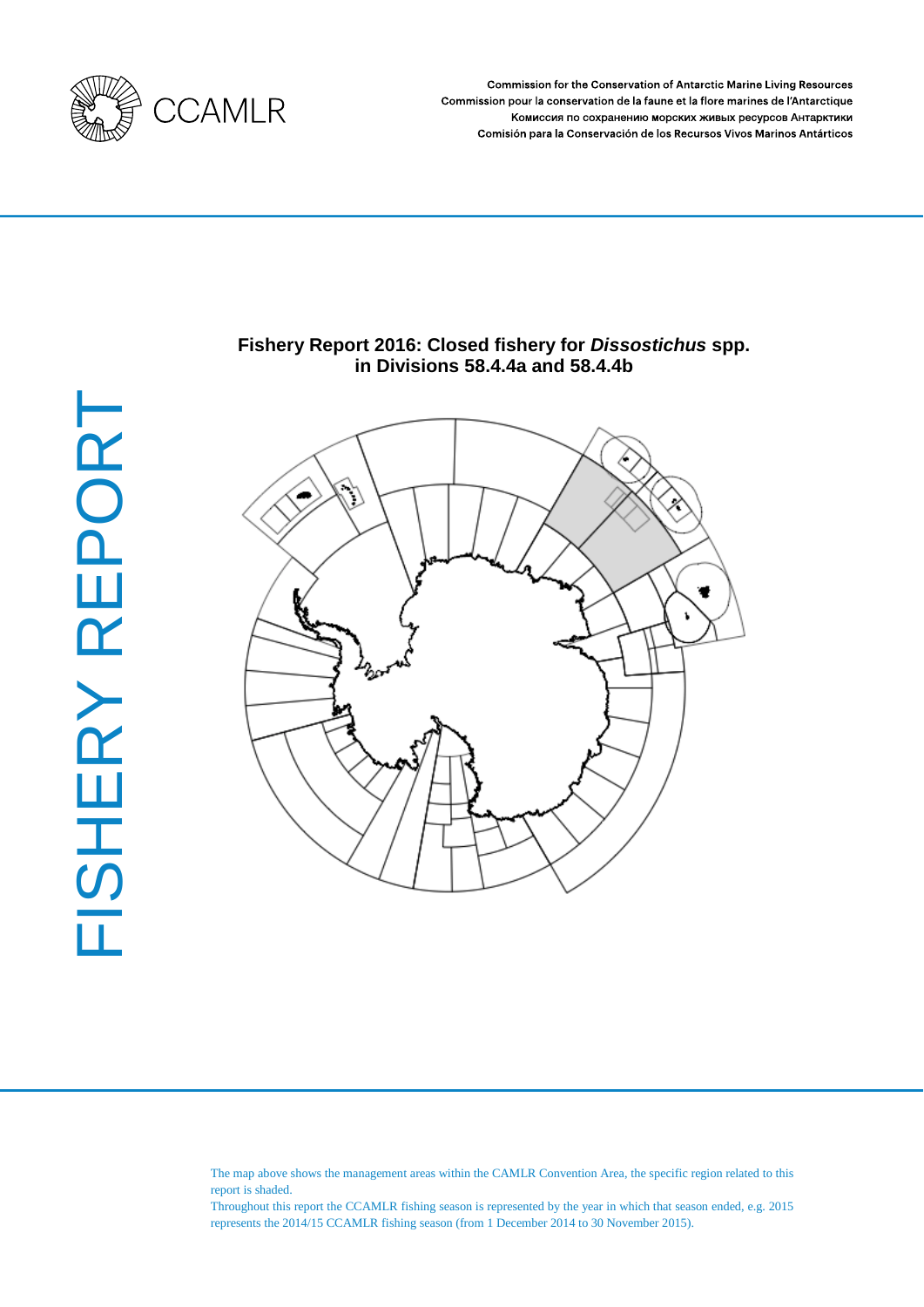Commission for the Conservation of Antarctic Marine Living Resources
Commission pour la conservation de la faune et la flore marines de l'Antarctique
Комиссия по сохранению морских живых ресурсов Антарктики
Comisión para la Conservación de los Recursos Vivos Marinos Antárticos

FISHERY REPORT

# Fishery Report 2016: Closed fishery for *Dissostichus* spp. in Divisions 58.4.4a and 58.4.4b

The map above shows the management areas within the CAMLR Convention Area, the specific region related to this report is shaded.
Throughout this report the CCAMLR fishing season is represented by the year in which that season ended, e.g. 2015 represents the 2014/15 CCAMLR fishing season (from 1 December 2014 to 30 November 2015).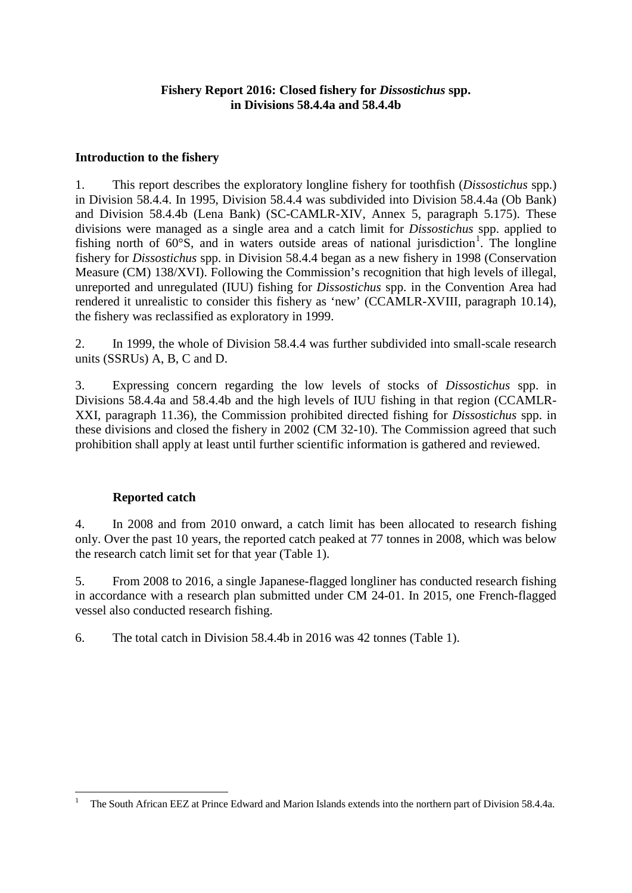**Fishery Report 2016: Closed fishery for *Dissostichus* spp. in Divisions 58.4.4a and 58.4.4b**

## Introduction to the fishery

1. This report describes the exploratory longline fishery for toothfish (*Dissostichus* spp.) in Division 58.4.4. In 1995, Division 58.4.4 was subdivided into Division 58.4.4a (Ob Bank) and Division 58.4.4b (Lena Bank) (SC-CAMLR-XIV, Annex 5, paragraph 5.175). These divisions were managed as a single area and a catch limit for *Dissostichus* spp. applied to fishing north of 60°S, and in waters outside areas of national jurisdiction[1]. The longline fishery for *Dissostichus* spp. in Division 58.4.4 began as a new fishery in 1998 (Conservation Measure (CM) 138/XVI). Following the Commission's recognition that high levels of illegal, unreported and unregulated (IUU) fishing for *Dissostichus* spp. in the Convention Area had rendered it unrealistic to consider this fishery as 'new' (CCAMLR-XVIII, paragraph 10.14), the fishery was reclassified as exploratory in 1999.

2. In 1999, the whole of Division 58.4.4 was further subdivided into small-scale research units (SSRUs) A, B, C and D.

3. Expressing concern regarding the low levels of stocks of *Dissostichus* spp. in Divisions 58.4.4a and 58.4.4b and the high levels of IUU fishing in that region (CCAMLR-XXI, paragraph 11.36), the Commission prohibited directed fishing for *Dissostichus* spp. in these divisions and closed the fishery in 2002 (CM 32-10). The Commission agreed that such prohibition shall apply at least until further scientific information is gathered and reviewed.

### Reported catch

4. In 2008 and from 2010 onward, a catch limit has been allocated to research fishing only. Over the past 10 years, the reported catch peaked at 77 tonnes in 2008, which was below the research catch limit set for that year (Table 1).

5. From 2008 to 2016, a single Japanese-flagged longliner has conducted research fishing in accordance with a research plan submitted under CM 24-01. In 2015, one French-flagged vessel also conducted research fishing.

6. The total catch in Division 58.4.4b in 2016 was 42 tonnes (Table 1).

---

[1] The South African EEZ at Prince Edward and Marion Islands extends into the northern part of Division 58.4.4a.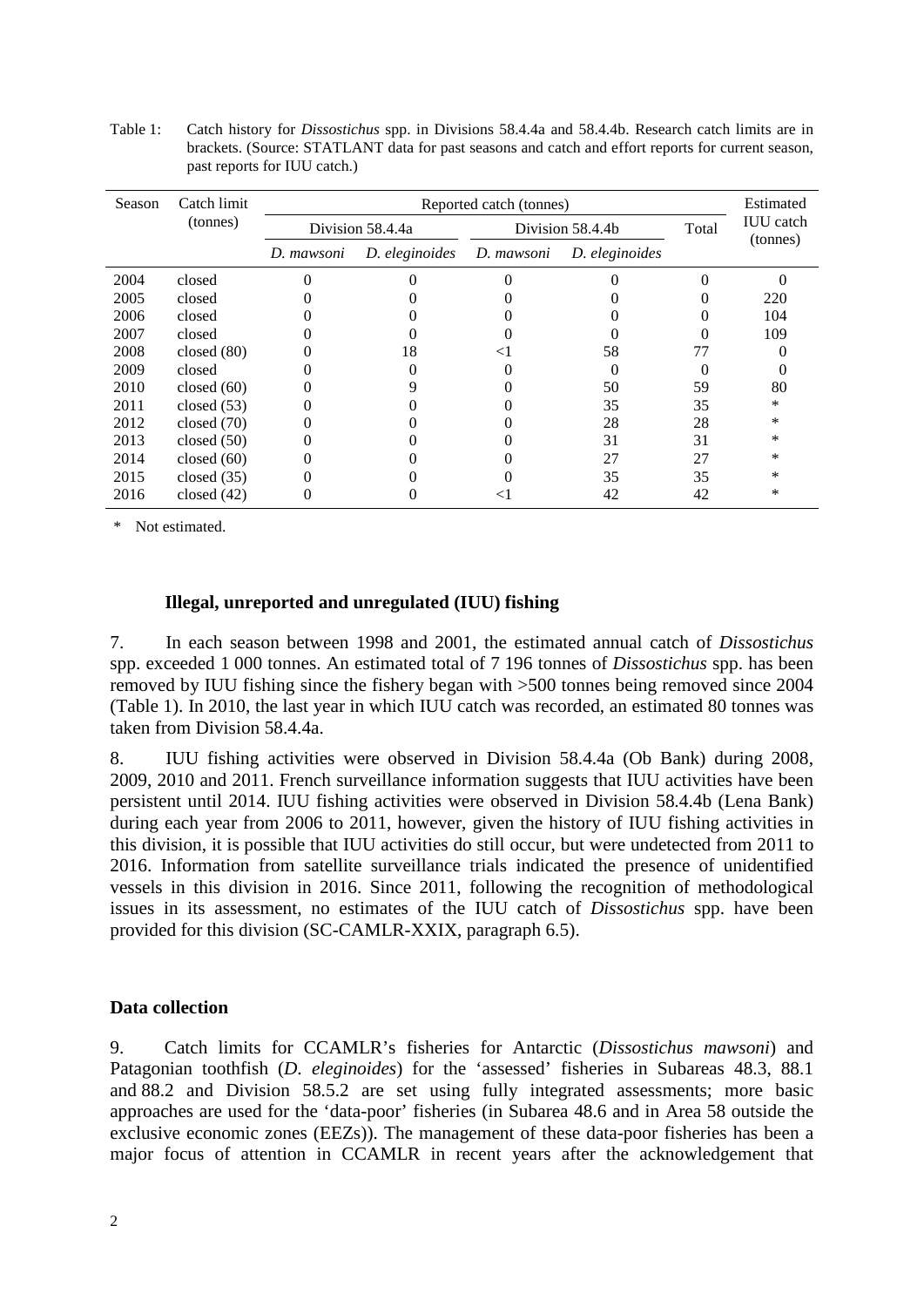Table 1: Catch history for *Dissostichus* spp. in Divisions 58.4.4a and 58.4.4b. Research catch limits are in brackets. (Source: STATLANT data for past seasons and catch and effort reports for current season, past reports for IUU catch.)

| Season | Catch limit (tonnes) | Reported catch (tonnes) | | | | | Estimated IUU catch (tonnes) |
|---|---|---|---|---|---|---|---|
| | | Division 58.4.4a | | Division 58.4.4b | | Total | |
| | | *D. mawsoni* | *D. eleginoides* | *D. mawsoni* | *D. eleginoides* | | |
| 2004 | closed | 0 | 0 | 0 | 0 | 0 | 0 |
| 2005 | closed | 0 | 0 | 0 | 0 | 0 | 220 |
| 2006 | closed | 0 | 0 | 0 | 0 | 0 | 104 |
| 2007 | closed | 0 | 0 | 0 | 0 | 0 | 109 |
| 2008 | closed (80) | 0 | 18 | <1 | 58 | 77 | 0 |
| 2009 | closed | 0 | 0 | 0 | 0 | 0 | 0 |
| 2010 | closed (60) | 0 | 9 | 0 | 50 | 59 | 80 |
| 2011 | closed (53) | 0 | 0 | 0 | 35 | 35 | * |
| 2012 | closed (70) | 0 | 0 | 0 | 28 | 28 | * |
| 2013 | closed (50) | 0 | 0 | 0 | 31 | 31 | * |
| 2014 | closed (60) | 0 | 0 | 0 | 27 | 27 | * |
| 2015 | closed (35) | 0 | 0 | 0 | 35 | 35 | * |
| 2016 | closed (42) | 0 | 0 | <1 | 42 | 42 | * |

\* Not estimated.

### Illegal, unreported and unregulated (IUU) fishing

7. In each season between 1998 and 2001, the estimated annual catch of *Dissostichus* spp. exceeded 1 000 tonnes. An estimated total of 7 196 tonnes of *Dissostichus* spp. has been removed by IUU fishing since the fishery began with >500 tonnes being removed since 2004 (Table 1). In 2010, the last year in which IUU catch was recorded, an estimated 80 tonnes was taken from Division 58.4.4a.

8. IUU fishing activities were observed in Division 58.4.4a (Ob Bank) during 2008, 2009, 2010 and 2011. French surveillance information suggests that IUU activities have been persistent until 2014. IUU fishing activities were observed in Division 58.4.4b (Lena Bank) during each year from 2006 to 2011, however, given the history of IUU fishing activities in this division, it is possible that IUU activities do still occur, but were undetected from 2011 to 2016. Information from satellite surveillance trials indicated the presence of unidentified vessels in this division in 2016. Since 2011, following the recognition of methodological issues in its assessment, no estimates of the IUU catch of *Dissostichus* spp. have been provided for this division (SC-CAMLR-XXIX, paragraph 6.5).

## Data collection

9. Catch limits for CCAMLR's fisheries for Antarctic (*Dissostichus mawsoni*) and Patagonian toothfish (*D. eleginoides*) for the 'assessed' fisheries in Subareas 48.3, 88.1 and 88.2 and Division 58.5.2 are set using fully integrated assessments; more basic approaches are used for the 'data-poor' fisheries (in Subarea 48.6 and in Area 58 outside the exclusive economic zones (EEZs)). The management of these data-poor fisheries has been a major focus of attention in CCAMLR in recent years after the acknowledgement that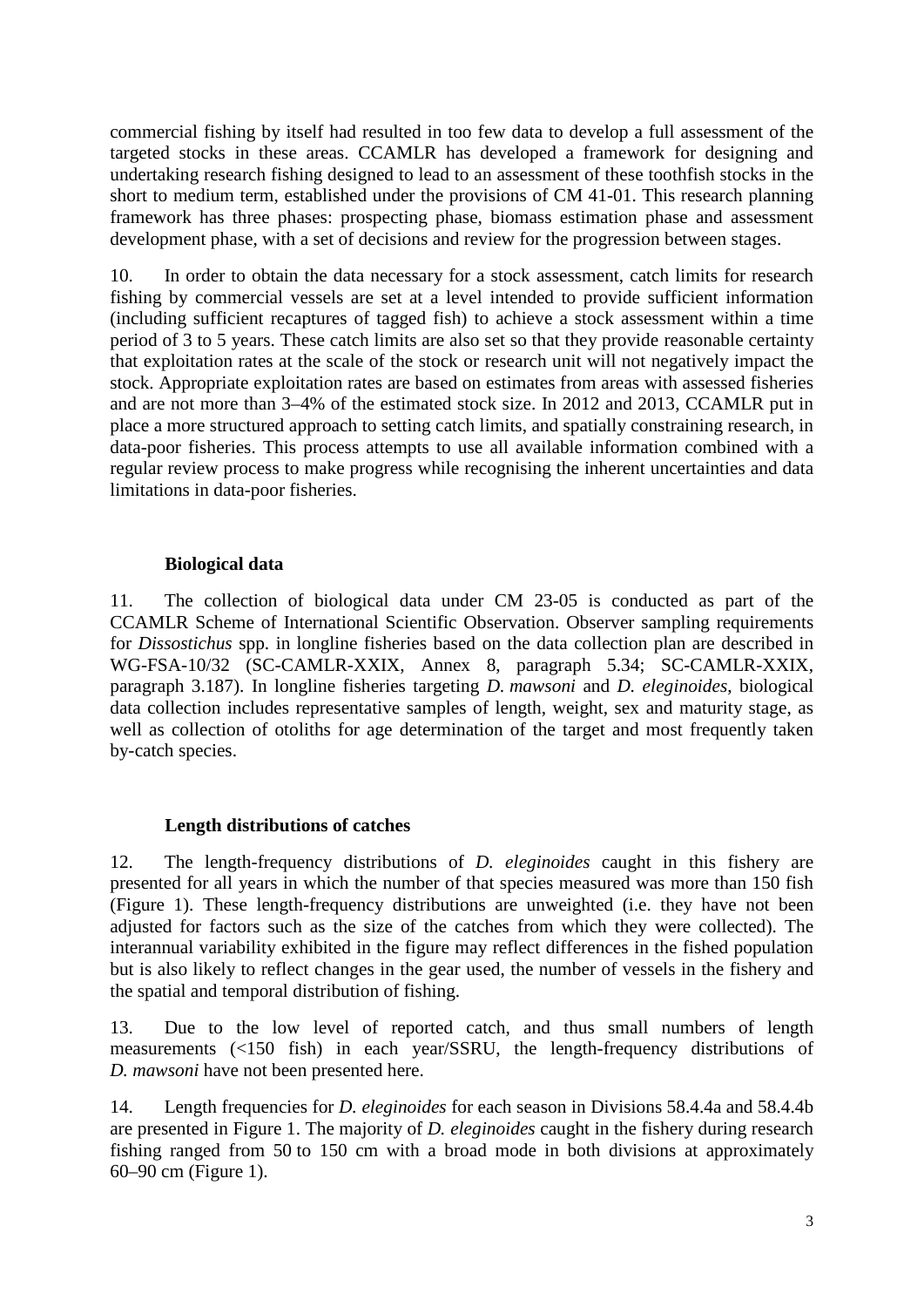commercial fishing by itself had resulted in too few data to develop a full assessment of the targeted stocks in these areas. CCAMLR has developed a framework for designing and undertaking research fishing designed to lead to an assessment of these toothfish stocks in the short to medium term, established under the provisions of CM 41-01. This research planning framework has three phases: prospecting phase, biomass estimation phase and assessment development phase, with a set of decisions and review for the progression between stages.

10. In order to obtain the data necessary for a stock assessment, catch limits for research fishing by commercial vessels are set at a level intended to provide sufficient information (including sufficient recaptures of tagged fish) to achieve a stock assessment within a time period of 3 to 5 years. These catch limits are also set so that they provide reasonable certainty that exploitation rates at the scale of the stock or research unit will not negatively impact the stock. Appropriate exploitation rates are based on estimates from areas with assessed fisheries and are not more than 3–4% of the estimated stock size. In 2012 and 2013, CCAMLR put in place a more structured approach to setting catch limits, and spatially constraining research, in data-poor fisheries. This process attempts to use all available information combined with a regular review process to make progress while recognising the inherent uncertainties and data limitations in data-poor fisheries.

### Biological data

11. The collection of biological data under CM 23-05 is conducted as part of the CCAMLR Scheme of International Scientific Observation. Observer sampling requirements for *Dissostichus* spp. in longline fisheries based on the data collection plan are described in WG-FSA-10/32 (SC-CAMLR-XXIX, Annex 8, paragraph 5.34; SC-CAMLR-XXIX, paragraph 3.187). In longline fisheries targeting *D. mawsoni* and *D. eleginoides*, biological data collection includes representative samples of length, weight, sex and maturity stage, as well as collection of otoliths for age determination of the target and most frequently taken by-catch species.

### Length distributions of catches

12. The length-frequency distributions of *D. eleginoides* caught in this fishery are presented for all years in which the number of that species measured was more than 150 fish (Figure 1). These length-frequency distributions are unweighted (i.e. they have not been adjusted for factors such as the size of the catches from which they were collected). The interannual variability exhibited in the figure may reflect differences in the fished population but is also likely to reflect changes in the gear used, the number of vessels in the fishery and the spatial and temporal distribution of fishing.

13. Due to the low level of reported catch, and thus small numbers of length measurements (<150 fish) in each year/SSRU, the length-frequency distributions of *D. mawsoni* have not been presented here.

14. Length frequencies for *D. eleginoides* for each season in Divisions 58.4.4a and 58.4.4b are presented in Figure 1. The majority of *D. eleginoides* caught in the fishery during research fishing ranged from 50 to 150 cm with a broad mode in both divisions at approximately 60–90 cm (Figure 1).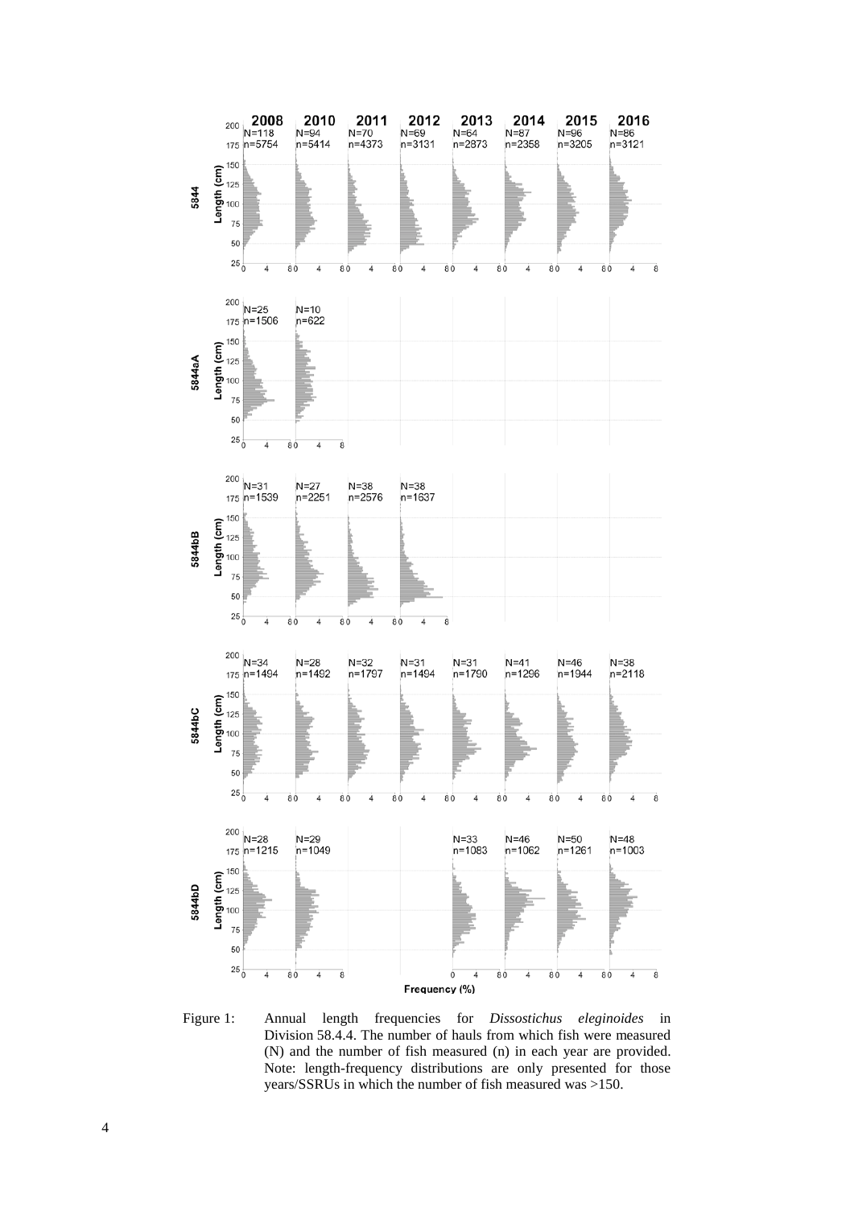Figure 1: Annual length frequencies for *Dissostichus eleginoides* in Division 58.4.4. The number of hauls from which fish were measured (N) and the number of fish measured (n) in each year are provided. Note: length-frequency distributions are only presented for those years/SSRUs in which the number of fish measured was >150.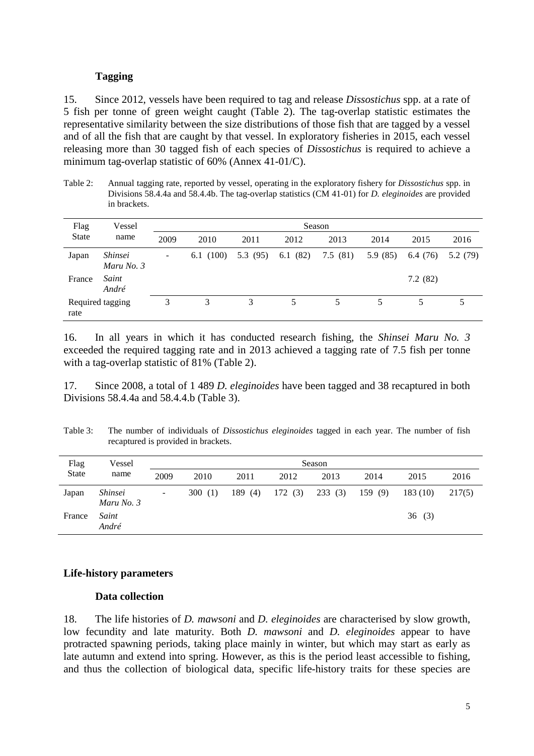### Tagging

15. Since 2012, vessels have been required to tag and release *Dissostichus* spp. at a rate of 5 fish per tonne of green weight caught (Table 2). The tag-overlap statistic estimates the representative similarity between the size distributions of those fish that are tagged by a vessel and of all the fish that are caught by that vessel. In exploratory fisheries in 2015, each vessel releasing more than 30 tagged fish of each species of *Dissostichus* is required to achieve a minimum tag-overlap statistic of 60% (Annex 41-01/C).

Table 2: Annual tagging rate, reported by vessel, operating in the exploratory fishery for *Dissostichus* spp. in Divisions 58.4.4a and 58.4.4b. The tag-overlap statistics (CM 41-01) for *D. eleginoides* are provided in brackets.

| Flag State | Vessel name | Season | | | | | | | |
|---|---|---|---|---|---|---|---|---|---|
| | | 2009 | 2010 | 2011 | 2012 | 2013 | 2014 | 2015 | 2016 |
| Japan | *Shinsei Maru No. 3* | - | 6.1 (100) | 5.3 (95) | 6.1 (82) | 7.5 (81) | 5.9 (85) | 6.4 (76) | 5.2 (79) |
| France | *Saint André* | | | | | | | 7.2 (82) | |
| Required tagging rate | | 3 | 3 | 3 | 5 | 5 | 5 | 5 | 5 |

16. In all years in which it has conducted research fishing, the *Shinsei Maru No. 3* exceeded the required tagging rate and in 2013 achieved a tagging rate of 7.5 fish per tonne with a tag-overlap statistic of 81% (Table 2).

17. Since 2008, a total of 1 489 *D. eleginoides* have been tagged and 38 recaptured in both Divisions 58.4.4a and 58.4.4.b (Table 3).

Table 3: The number of individuals of *Dissostichus eleginoides* tagged in each year. The number of fish recaptured is provided in brackets.

| Flag State | Vessel name | Season | | | | | | | |
|---|---|---|---|---|---|---|---|---|---|
| | | 2009 | 2010 | 2011 | 2012 | 2013 | 2014 | 2015 | 2016 |
| Japan | *Shinsei Maru No. 3* | - | 300 (1) | 189 (4) | 172 (3) | 233 (3) | 159 (9) | 183 (10) | 217(5) |
| France | *Saint André* | | | | | | | 36 (3) | |

## Life-history parameters

### Data collection

18. The life histories of *D. mawsoni* and *D. eleginoides* are characterised by slow growth, low fecundity and late maturity. Both *D. mawsoni* and *D. eleginoides* appear to have protracted spawning periods, taking place mainly in winter, but which may start as early as late autumn and extend into spring. However, as this is the period least accessible to fishing, and thus the collection of biological data, specific life-history traits for these species are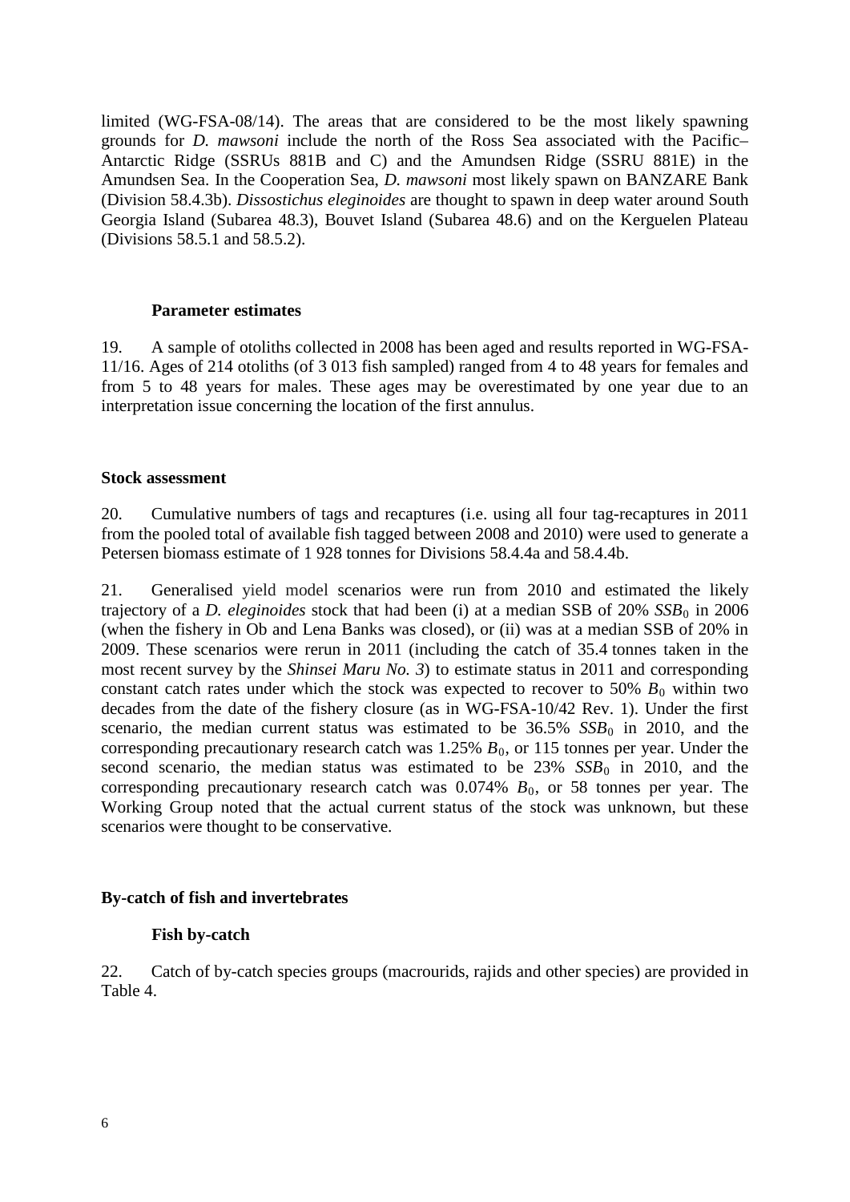limited (WG-FSA-08/14). The areas that are considered to be the most likely spawning grounds for *D. mawsoni* include the north of the Ross Sea associated with the Pacific–Antarctic Ridge (SSRUs 881B and C) and the Amundsen Ridge (SSRU 881E) in the Amundsen Sea. In the Cooperation Sea, *D. mawsoni* most likely spawn on BANZARE Bank (Division 58.4.3b). *Dissostichus eleginoides* are thought to spawn in deep water around South Georgia Island (Subarea 48.3), Bouvet Island (Subarea 48.6) and on the Kerguelen Plateau (Divisions 58.5.1 and 58.5.2).

### Parameter estimates

19. A sample of otoliths collected in 2008 has been aged and results reported in WG-FSA-11/16. Ages of 214 otoliths (of 3 013 fish sampled) ranged from 4 to 48 years for females and from 5 to 48 years for males. These ages may be overestimated by one year due to an interpretation issue concerning the location of the first annulus.

## Stock assessment

20. Cumulative numbers of tags and recaptures (i.e. using all four tag-recaptures in 2011 from the pooled total of available fish tagged between 2008 and 2010) were used to generate a Petersen biomass estimate of 1 928 tonnes for Divisions 58.4.4a and 58.4.4b.

21. Generalised yield model scenarios were run from 2010 and estimated the likely trajectory of a *D. eleginoides* stock that had been (i) at a median SSB of 20% $SSB_0$ in 2006 (when the fishery in Ob and Lena Banks was closed), or (ii) was at a median SSB of 20% in 2009. These scenarios were rerun in 2011 (including the catch of 35.4 tonnes taken in the most recent survey by the *Shinsei Maru No. 3*) to estimate status in 2011 and corresponding constant catch rates under which the stock was expected to recover to 50% $B_0$ within two decades from the date of the fishery closure (as in WG-FSA-10/42 Rev. 1). Under the first scenario, the median current status was estimated to be 36.5% $SSB_0$ in 2010, and the corresponding precautionary research catch was 1.25% $B_0$, or 115 tonnes per year. Under the second scenario, the median status was estimated to be 23% $SSB_0$ in 2010, and the corresponding precautionary research catch was 0.074% $B_0$, or 58 tonnes per year. The Working Group noted that the actual current status of the stock was unknown, but these scenarios were thought to be conservative.

## By-catch of fish and invertebrates

### Fish by-catch

22. Catch of by-catch species groups (macrourids, rajids and other species) are provided in Table 4.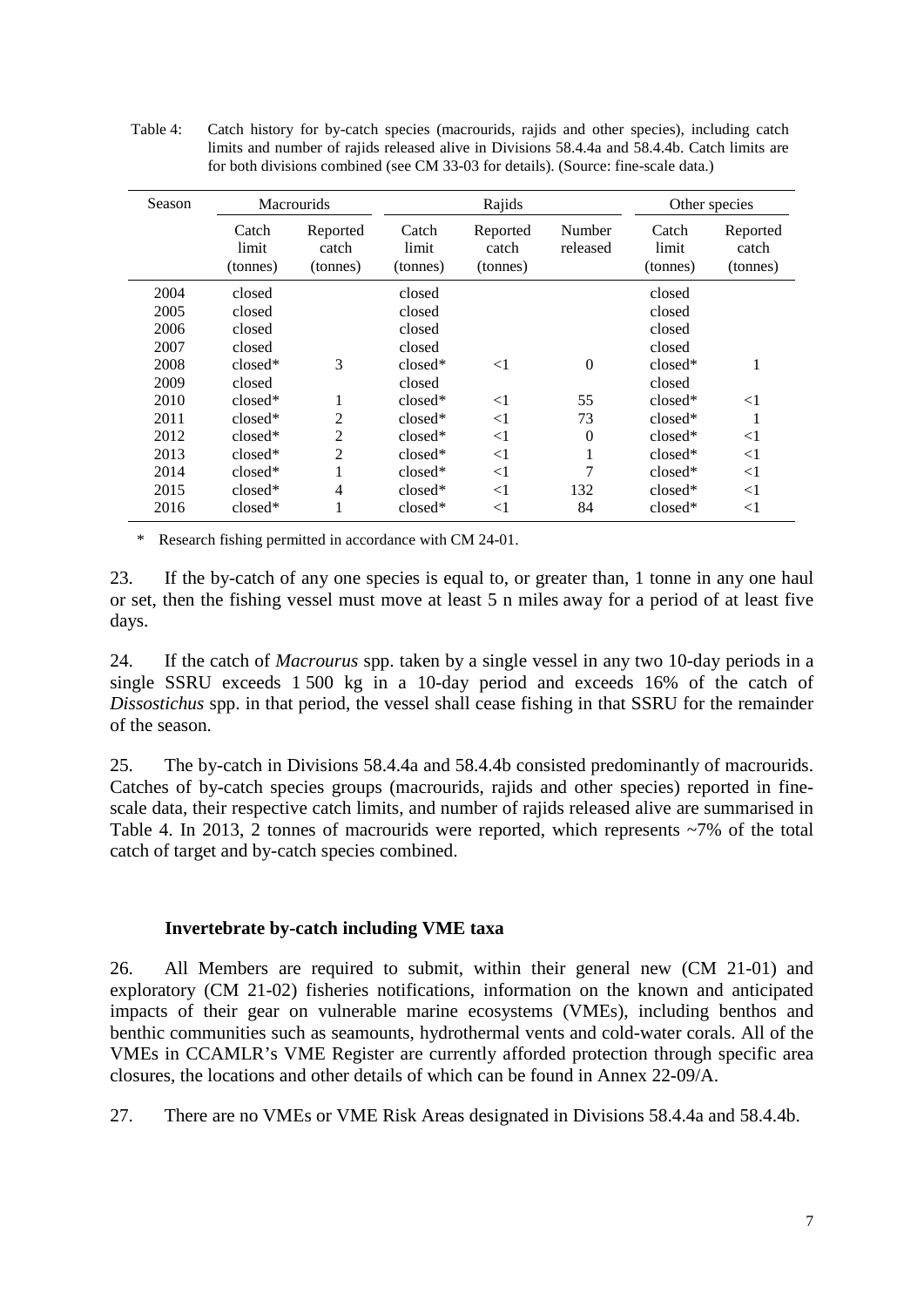Table 4: Catch history for by-catch species (macrourids, rajids and other species), including catch limits and number of rajids released alive in Divisions 58.4.4a and 58.4.4b. Catch limits are for both divisions combined (see CM 33-03 for details). (Source: fine-scale data.)

| Season | Macrourids | | Rajids | | | Other species | |
|---|---|---|---|---|---|---|---|
| | Catch limit (tonnes) | Reported catch (tonnes) | Catch limit (tonnes) | Reported catch (tonnes) | Number released | Catch limit (tonnes) | Reported catch (tonnes) |
| 2004 | closed | | closed | | | closed | |
| 2005 | closed | | closed | | | closed | |
| 2006 | closed | | closed | | | closed | |
| 2007 | closed | | closed | | | closed | |
| 2008 | closed* | 3 | closed* | <1 | 0 | closed* | 1 |
| 2009 | closed | | closed | | | closed | |
| 2010 | closed* | 1 | closed* | <1 | 55 | closed* | <1 |
| 2011 | closed* | 2 | closed* | <1 | 73 | closed* | 1 |
| 2012 | closed* | 2 | closed* | <1 | 0 | closed* | <1 |
| 2013 | closed* | 2 | closed* | <1 | 1 | closed* | <1 |
| 2014 | closed* | 1 | closed* | <1 | 7 | closed* | <1 |
| 2015 | closed* | 4 | closed* | <1 | 132 | closed* | <1 |
| 2016 | closed* | 1 | closed* | <1 | 84 | closed* | <1 |

\* Research fishing permitted in accordance with CM 24-01.

23. If the by-catch of any one species is equal to, or greater than, 1 tonne in any one haul or set, then the fishing vessel must move at least 5 n miles away for a period of at least five days.

24. If the catch of *Macrourus* spp. taken by a single vessel in any two 10-day periods in a single SSRU exceeds 1 500 kg in a 10-day period and exceeds 16% of the catch of *Dissostichus* spp. in that period, the vessel shall cease fishing in that SSRU for the remainder of the season.

25. The by-catch in Divisions 58.4.4a and 58.4.4b consisted predominantly of macrourids. Catches of by-catch species groups (macrourids, rajids and other species) reported in fine-scale data, their respective catch limits, and number of rajids released alive are summarised in Table 4. In 2013, 2 tonnes of macrourids were reported, which represents ~7% of the total catch of target and by-catch species combined.

### Invertebrate by-catch including VME taxa

26. All Members are required to submit, within their general new (CM 21-01) and exploratory (CM 21-02) fisheries notifications, information on the known and anticipated impacts of their gear on vulnerable marine ecosystems (VMEs), including benthos and benthic communities such as seamounts, hydrothermal vents and cold-water corals. All of the VMEs in CCAMLR's VME Register are currently afforded protection through specific area closures, the locations and other details of which can be found in Annex 22-09/A.

27. There are no VMEs or VME Risk Areas designated in Divisions 58.4.4a and 58.4.4b.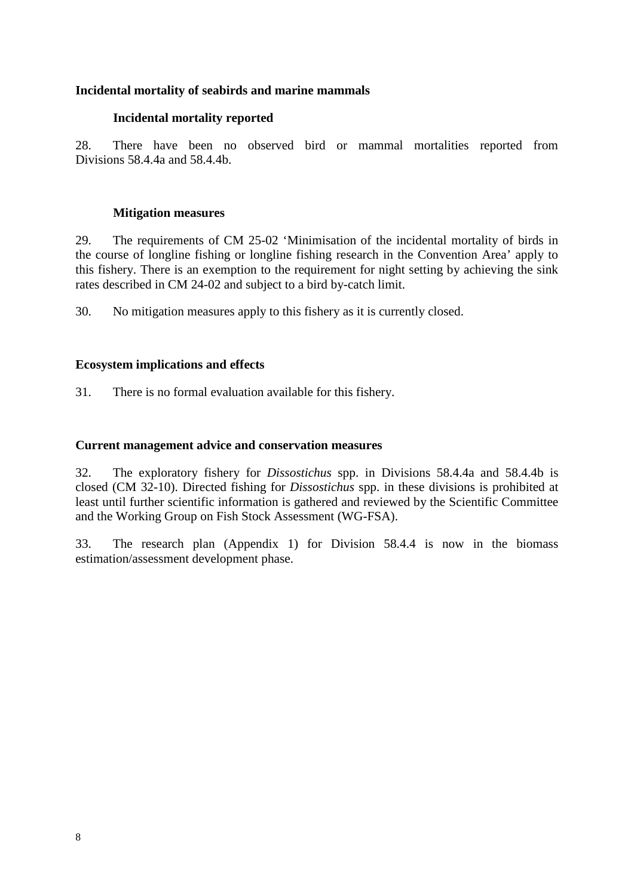## Incidental mortality of seabirds and marine mammals

### Incidental mortality reported

28. There have been no observed bird or mammal mortalities reported from Divisions 58.4.4a and 58.4.4b.

### Mitigation measures

29. The requirements of CM 25-02 'Minimisation of the incidental mortality of birds in the course of longline fishing or longline fishing research in the Convention Area' apply to this fishery. There is an exemption to the requirement for night setting by achieving the sink rates described in CM 24-02 and subject to a bird by-catch limit.

30. No mitigation measures apply to this fishery as it is currently closed.

## Ecosystem implications and effects

31. There is no formal evaluation available for this fishery.

## Current management advice and conservation measures

32. The exploratory fishery for *Dissostichus* spp. in Divisions 58.4.4a and 58.4.4b is closed (CM 32-10). Directed fishing for *Dissostichus* spp. in these divisions is prohibited at least until further scientific information is gathered and reviewed by the Scientific Committee and the Working Group on Fish Stock Assessment (WG-FSA).

33. The research plan (Appendix 1) for Division 58.4.4 is now in the biomass estimation/assessment development phase.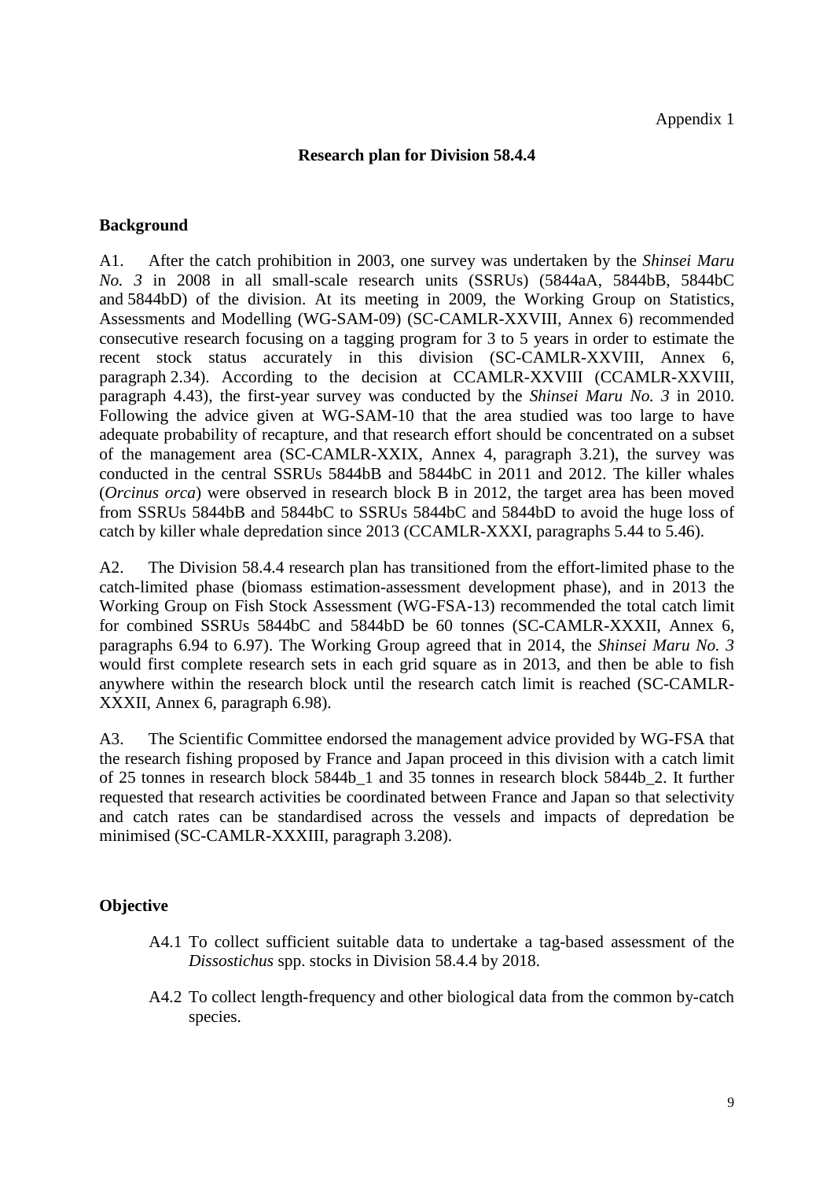Appendix 1

# Research plan for Division 58.4.4

## Background

A1. After the catch prohibition in 2003, one survey was undertaken by the *Shinsei Maru No. 3* in 2008 in all small-scale research units (SSRUs) (5844aA, 5844bB, 5844bC and 5844bD) of the division. At its meeting in 2009, the Working Group on Statistics, Assessments and Modelling (WG-SAM-09) (SC-CAMLR-XXVIII, Annex 6) recommended consecutive research focusing on a tagging program for 3 to 5 years in order to estimate the recent stock status accurately in this division (SC-CAMLR-XXVIII, Annex 6, paragraph 2.34). According to the decision at CCAMLR-XXVIII (CCAMLR-XXVIII, paragraph 4.43), the first-year survey was conducted by the *Shinsei Maru No. 3* in 2010. Following the advice given at WG-SAM-10 that the area studied was too large to have adequate probability of recapture, and that research effort should be concentrated on a subset of the management area (SC-CAMLR-XXIX, Annex 4, paragraph 3.21), the survey was conducted in the central SSRUs 5844bB and 5844bC in 2011 and 2012. The killer whales (*Orcinus orca*) were observed in research block B in 2012, the target area has been moved from SSRUs 5844bB and 5844bC to SSRUs 5844bC and 5844bD to avoid the huge loss of catch by killer whale depredation since 2013 (CCAMLR-XXXI, paragraphs 5.44 to 5.46).

A2. The Division 58.4.4 research plan has transitioned from the effort-limited phase to the catch-limited phase (biomass estimation-assessment development phase), and in 2013 the Working Group on Fish Stock Assessment (WG-FSA-13) recommended the total catch limit for combined SSRUs 5844bC and 5844bD be 60 tonnes (SC-CAMLR-XXXII, Annex 6, paragraphs 6.94 to 6.97). The Working Group agreed that in 2014, the *Shinsei Maru No. 3* would first complete research sets in each grid square as in 2013, and then be able to fish anywhere within the research block until the research catch limit is reached (SC-CAMLR-XXXII, Annex 6, paragraph 6.98).

A3. The Scientific Committee endorsed the management advice provided by WG-FSA that the research fishing proposed by France and Japan proceed in this division with a catch limit of 25 tonnes in research block 5844b_1 and 35 tonnes in research block 5844b_2. It further requested that research activities be coordinated between France and Japan so that selectivity and catch rates can be standardised across the vessels and impacts of depredation be minimised (SC-CAMLR-XXXIII, paragraph 3.208).

## Objective

A4.1 To collect sufficient suitable data to undertake a tag-based assessment of the *Dissostichus* spp. stocks in Division 58.4.4 by 2018.

A4.2 To collect length-frequency and other biological data from the common by-catch species.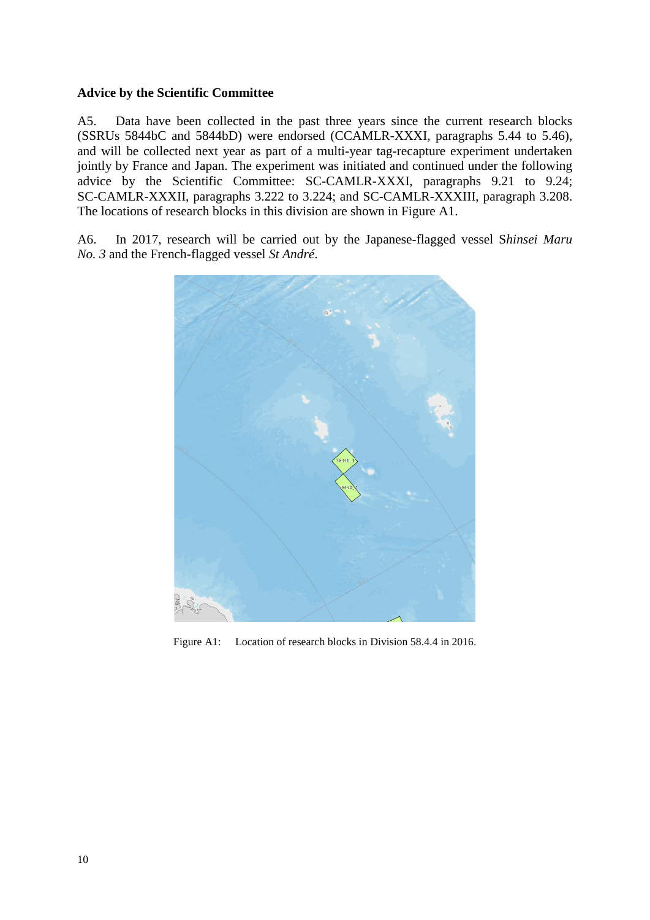**Advice by the Scientific Committee**

A5. Data have been collected in the past three years since the current research blocks (SSRUs 5844bC and 5844bD) were endorsed (CCAMLR-XXXI, paragraphs 5.44 to 5.46), and will be collected next year as part of a multi-year tag-recapture experiment undertaken jointly by France and Japan. The experiment was initiated and continued under the following advice by the Scientific Committee: SC-CAMLR-XXXI, paragraphs 9.21 to 9.24; SC-CAMLR-XXXII, paragraphs 3.222 to 3.224; and SC-CAMLR-XXXIII, paragraph 3.208. The locations of research blocks in this division are shown in Figure A1.

A6. In 2017, research will be carried out by the Japanese-flagged vessel S*hinsei Maru No. 3* and the French-flagged vessel *St André*.

5844b_1

5844b_2

Figure A1: Location of research blocks in Division 58.4.4 in 2016.